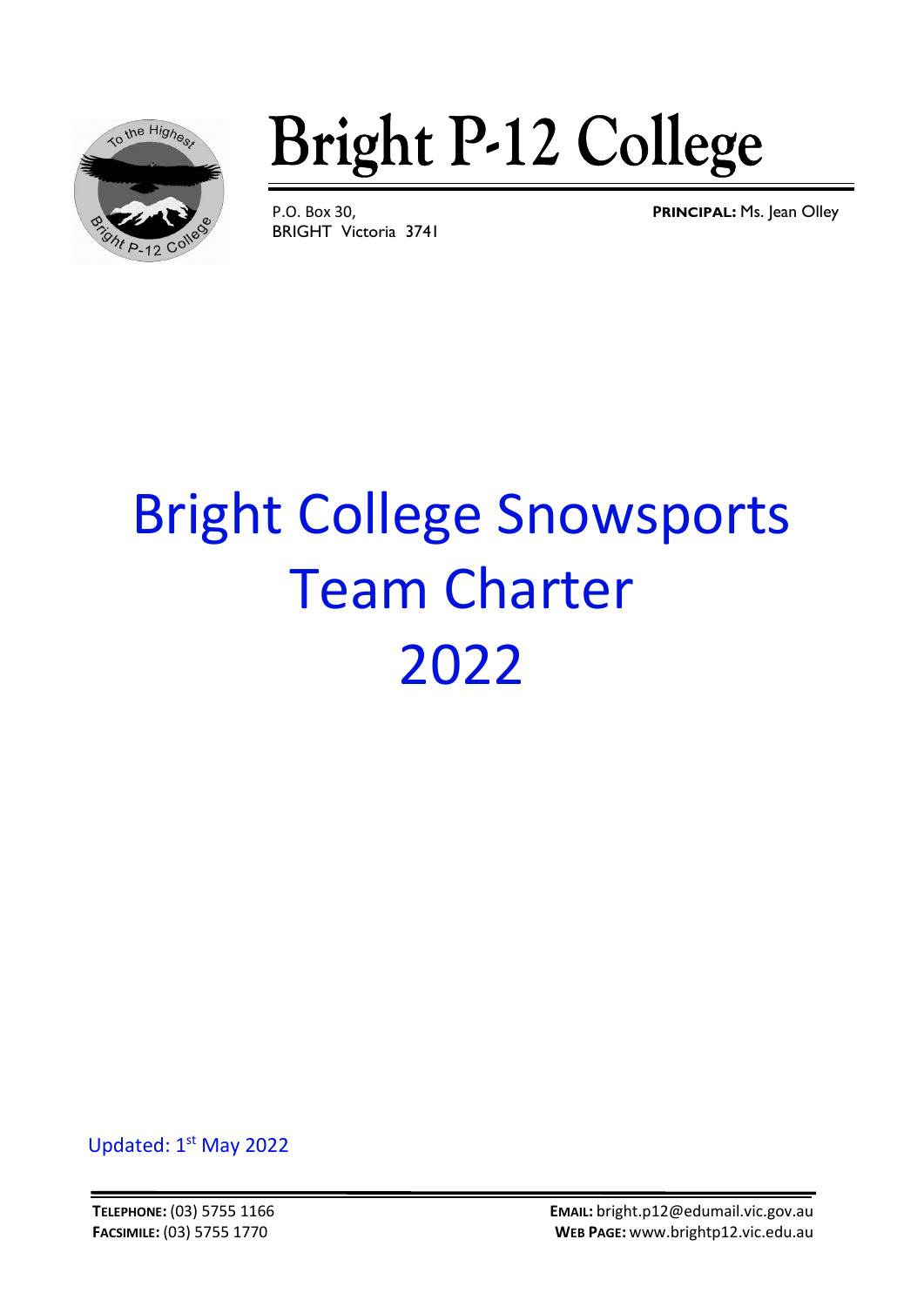# Bright P-12 College

P.O. Box 30,
BRIGHT Victoria 3741

**PRINCIPAL:** Ms. Jean Olley

# Bright College Snowsports Team Charter 2022

Updated: 1st May 2022

**TELEPHONE:** (03) 5755 1166
**FACSIMILE:** (03) 5755 1770

**EMAIL:** bright.p12@edumail.vic.gov.au
**WEB PAGE:** www.brightp12.vic.edu.au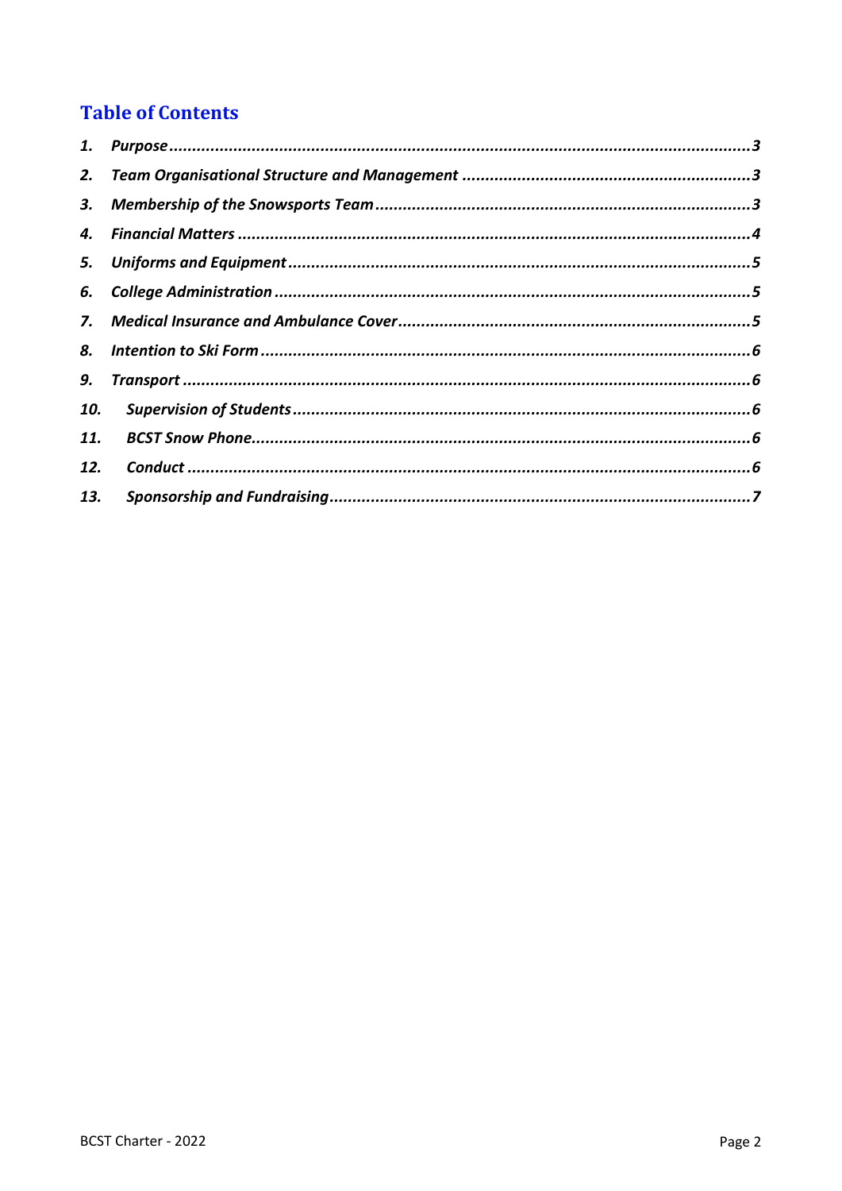## Table of Contents

1. *Purpose* ...................................................................................................... *3*
2. *Team Organisational Structure and Management* ............................................ *3*
3. *Membership of the Snowsports Team* ............................................................ *3*
4. *Financial Matters* .......................................................................................... *4*
5. *Uniforms and Equipment* ............................................................................... *5*
6. *College Administration* .................................................................................. *5*
7. *Medical Insurance and Ambulance Cover* ........................................................ *5*
8. *Intention to Ski Form* .................................................................................... *6*
9. *Transport* ..................................................................................................... *6*
10. *Supervision of Students* ................................................................................ *6*
11. *BCST Snow Phone* ........................................................................................ *6*
12. *Conduct* ..................................................................................................... *6*
13. *Sponsorship and Fundraising* ........................................................................ *7*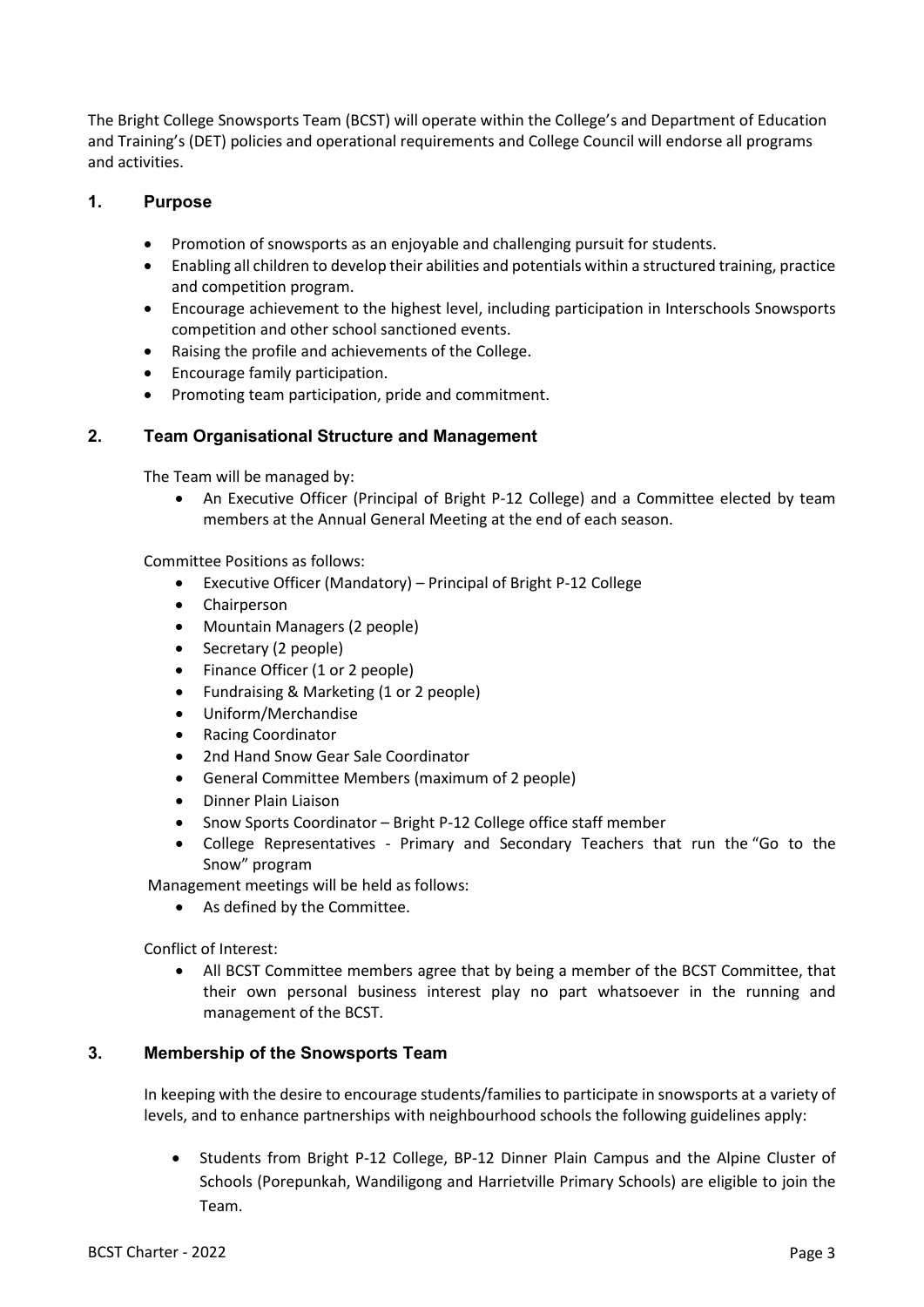The Bright College Snowsports Team (BCST) will operate within the College's and Department of Education and Training's (DET) policies and operational requirements and College Council will endorse all programs and activities.

## 1. Purpose

- Promotion of snowsports as an enjoyable and challenging pursuit for students.
- Enabling all children to develop their abilities and potentials within a structured training, practice and competition program.
- Encourage achievement to the highest level, including participation in Interschools Snowsports competition and other school sanctioned events.
- Raising the profile and achievements of the College.
- Encourage family participation.
- Promoting team participation, pride and commitment.

## 2. Team Organisational Structure and Management

The Team will be managed by:

- An Executive Officer (Principal of Bright P-12 College) and a Committee elected by team members at the Annual General Meeting at the end of each season.

Committee Positions as follows:

- Executive Officer (Mandatory) – Principal of Bright P-12 College
- Chairperson
- Mountain Managers (2 people)
- Secretary (2 people)
- Finance Officer (1 or 2 people)
- Fundraising & Marketing (1 or 2 people)
- Uniform/Merchandise
- Racing Coordinator
- 2nd Hand Snow Gear Sale Coordinator
- General Committee Members (maximum of 2 people)
- Dinner Plain Liaison
- Snow Sports Coordinator – Bright P-12 College office staff member
- College Representatives - Primary and Secondary Teachers that run the "Go to the Snow" program

Management meetings will be held as follows:

- As defined by the Committee.

Conflict of Interest:

- All BCST Committee members agree that by being a member of the BCST Committee, that their own personal business interest play no part whatsoever in the running and management of the BCST.

## 3. Membership of the Snowsports Team

In keeping with the desire to encourage students/families to participate in snowsports at a variety of levels, and to enhance partnerships with neighbourhood schools the following guidelines apply:

- Students from Bright P-12 College, BP-12 Dinner Plain Campus and the Alpine Cluster of Schools (Porepunkah, Wandiligong and Harrietville Primary Schools) are eligible to join the Team.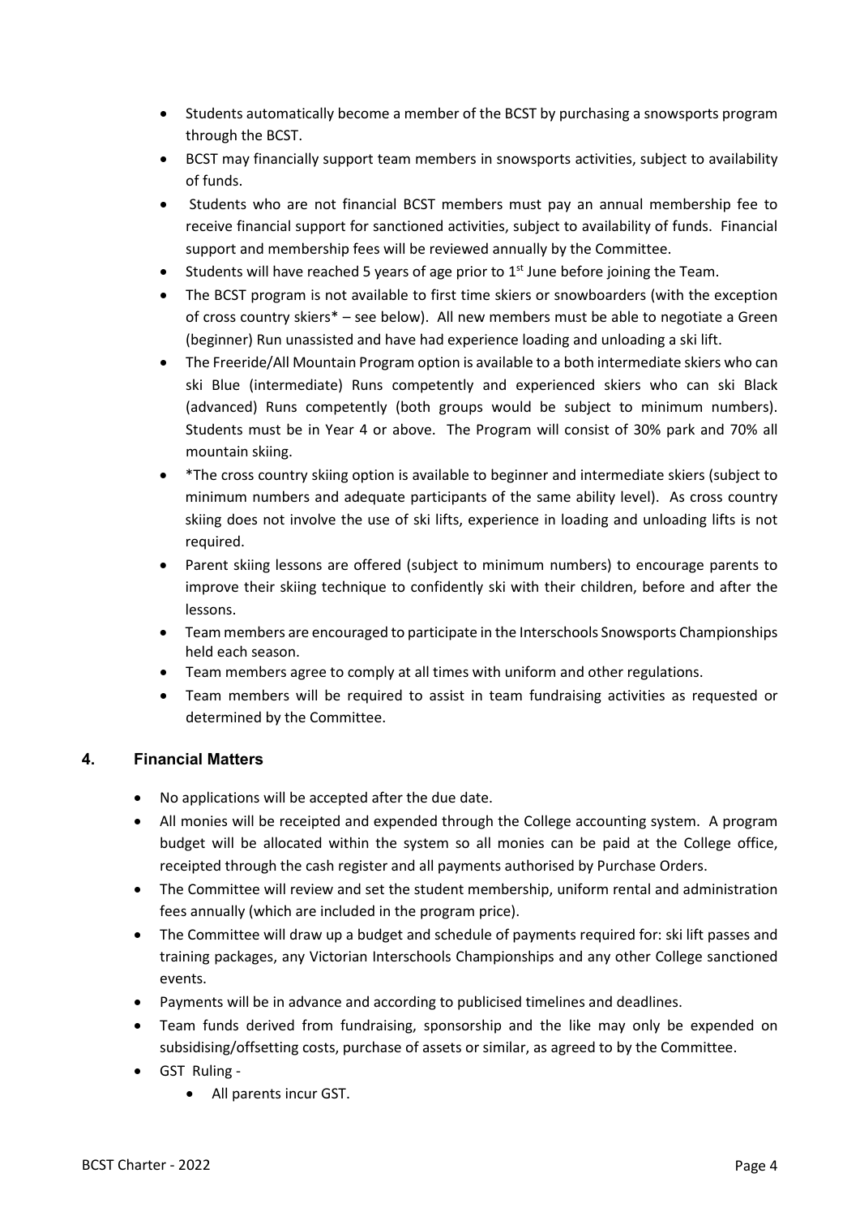- Students automatically become a member of the BCST by purchasing a snowsports program through the BCST.
- BCST may financially support team members in snowsports activities, subject to availability of funds.
- Students who are not financial BCST members must pay an annual membership fee to receive financial support for sanctioned activities, subject to availability of funds. Financial support and membership fees will be reviewed annually by the Committee.
- Students will have reached 5 years of age prior to 1st June before joining the Team.
- The BCST program is not available to first time skiers or snowboarders (with the exception of cross country skiers* – see below). All new members must be able to negotiate a Green (beginner) Run unassisted and have had experience loading and unloading a ski lift.
- The Freeride/All Mountain Program option is available to a both intermediate skiers who can ski Blue (intermediate) Runs competently and experienced skiers who can ski Black (advanced) Runs competently (both groups would be subject to minimum numbers). Students must be in Year 4 or above. The Program will consist of 30% park and 70% all mountain skiing.
- *The cross country skiing option is available to beginner and intermediate skiers (subject to minimum numbers and adequate participants of the same ability level). As cross country skiing does not involve the use of ski lifts, experience in loading and unloading lifts is not required.
- Parent skiing lessons are offered (subject to minimum numbers) to encourage parents to improve their skiing technique to confidently ski with their children, before and after the lessons.
- Team members are encouraged to participate in the Interschools Snowsports Championships held each season.
- Team members agree to comply at all times with uniform and other regulations.
- Team members will be required to assist in team fundraising activities as requested or determined by the Committee.

## 4. Financial Matters

- No applications will be accepted after the due date.
- All monies will be receipted and expended through the College accounting system. A program budget will be allocated within the system so all monies can be paid at the College office, receipted through the cash register and all payments authorised by Purchase Orders.
- The Committee will review and set the student membership, uniform rental and administration fees annually (which are included in the program price).
- The Committee will draw up a budget and schedule of payments required for: ski lift passes and training packages, any Victorian Interschools Championships and any other College sanctioned events.
- Payments will be in advance and according to publicised timelines and deadlines.
- Team funds derived from fundraising, sponsorship and the like may only be expended on subsidising/offsetting costs, purchase of assets or similar, as agreed to by the Committee.
- GST Ruling -
  - All parents incur GST.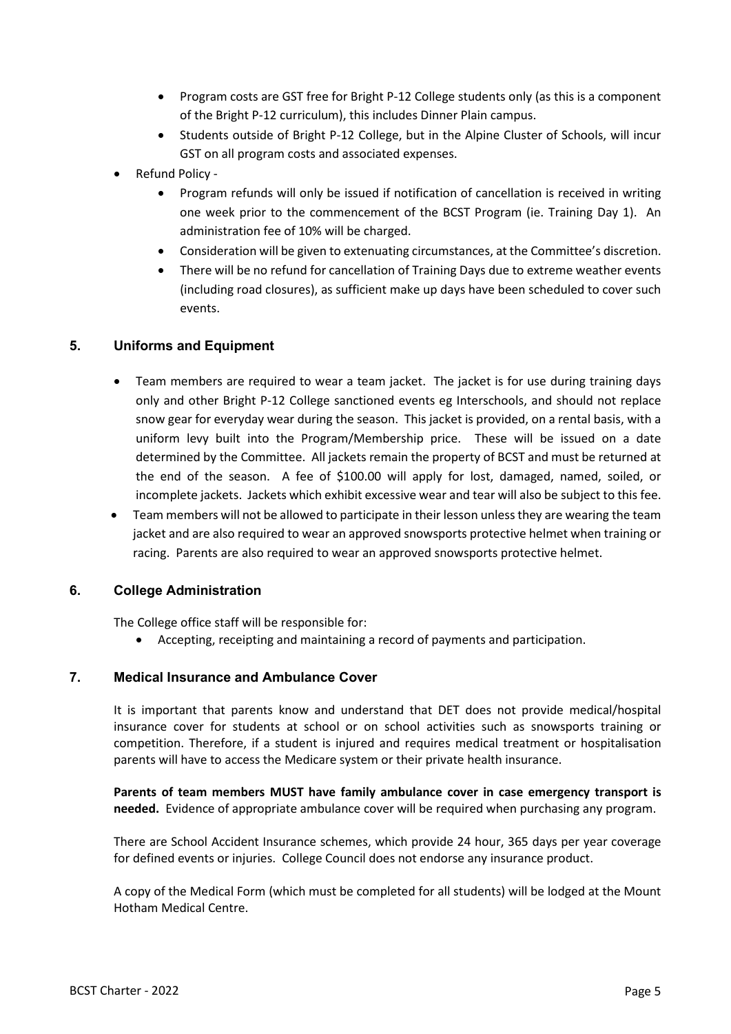- Program costs are GST free for Bright P-12 College students only (as this is a component of the Bright P-12 curriculum), this includes Dinner Plain campus.
  - Students outside of Bright P-12 College, but in the Alpine Cluster of Schools, will incur GST on all program costs and associated expenses.
- Refund Policy -
  - Program refunds will only be issued if notification of cancellation is received in writing one week prior to the commencement of the BCST Program (ie. Training Day 1). An administration fee of 10% will be charged.
  - Consideration will be given to extenuating circumstances, at the Committee's discretion.
  - There will be no refund for cancellation of Training Days due to extreme weather events (including road closures), as sufficient make up days have been scheduled to cover such events.

## 5. Uniforms and Equipment

- Team members are required to wear a team jacket. The jacket is for use during training days only and other Bright P-12 College sanctioned events eg Interschools, and should not replace snow gear for everyday wear during the season. This jacket is provided, on a rental basis, with a uniform levy built into the Program/Membership price. These will be issued on a date determined by the Committee. All jackets remain the property of BCST and must be returned at the end of the season. A fee of $100.00 will apply for lost, damaged, named, soiled, or incomplete jackets. Jackets which exhibit excessive wear and tear will also be subject to this fee.
- Team members will not be allowed to participate in their lesson unless they are wearing the team jacket and are also required to wear an approved snowsports protective helmet when training or racing. Parents are also required to wear an approved snowsports protective helmet.

## 6. College Administration

The College office staff will be responsible for:

- Accepting, receipting and maintaining a record of payments and participation.

## 7. Medical Insurance and Ambulance Cover

It is important that parents know and understand that DET does not provide medical/hospital insurance cover for students at school or on school activities such as snowsports training or competition. Therefore, if a student is injured and requires medical treatment or hospitalisation parents will have to access the Medicare system or their private health insurance.

**Parents of team members MUST have family ambulance cover in case emergency transport is needed.** Evidence of appropriate ambulance cover will be required when purchasing any program.

There are School Accident Insurance schemes, which provide 24 hour, 365 days per year coverage for defined events or injuries. College Council does not endorse any insurance product.

A copy of the Medical Form (which must be completed for all students) will be lodged at the Mount Hotham Medical Centre.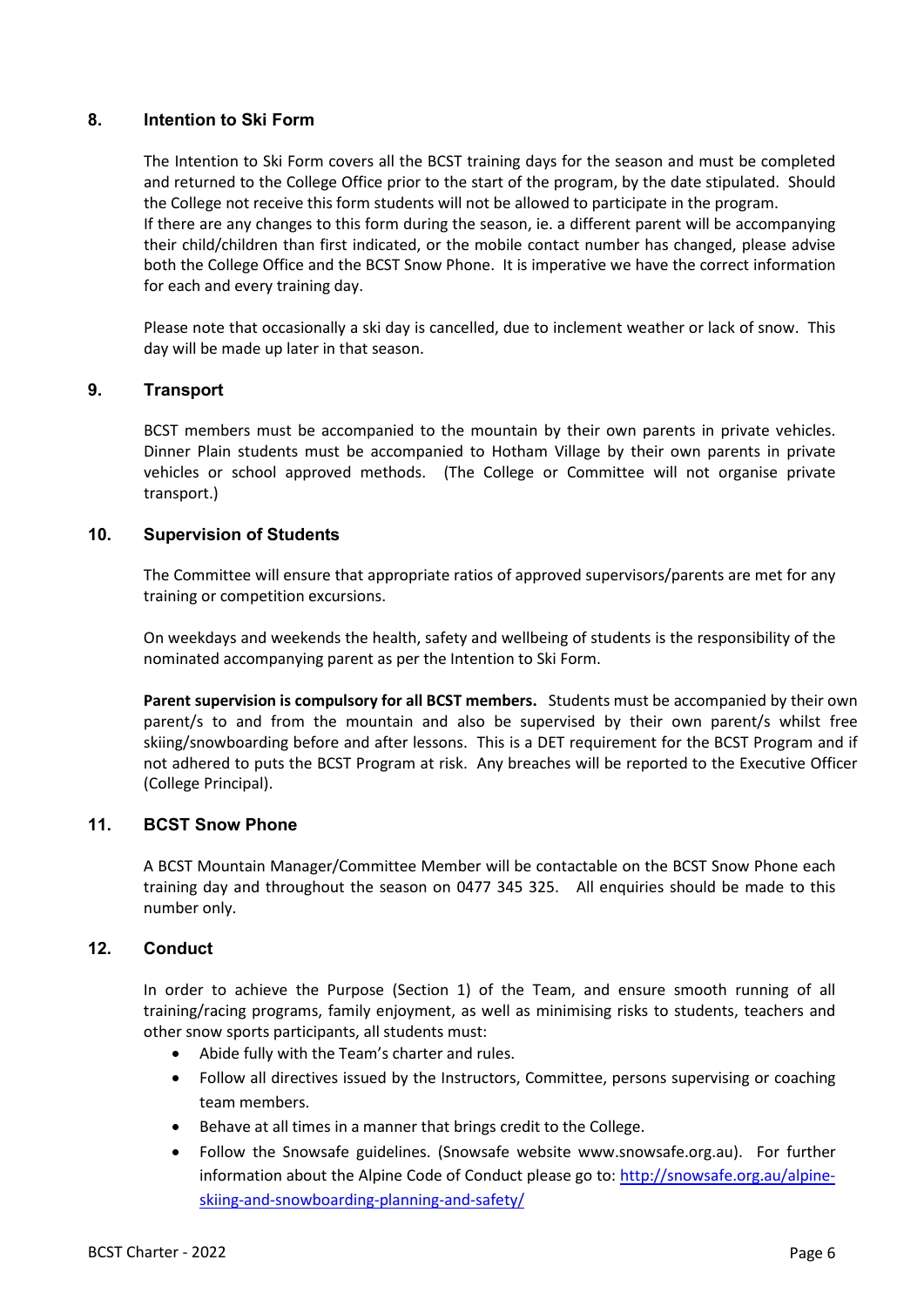## 8. Intention to Ski Form

The Intention to Ski Form covers all the BCST training days for the season and must be completed and returned to the College Office prior to the start of the program, by the date stipulated. Should the College not receive this form students will not be allowed to participate in the program.
If there are any changes to this form during the season, ie. a different parent will be accompanying their child/children than first indicated, or the mobile contact number has changed, please advise both the College Office and the BCST Snow Phone. It is imperative we have the correct information for each and every training day.

Please note that occasionally a ski day is cancelled, due to inclement weather or lack of snow. This day will be made up later in that season.

## 9. Transport

BCST members must be accompanied to the mountain by their own parents in private vehicles. Dinner Plain students must be accompanied to Hotham Village by their own parents in private vehicles or school approved methods. (The College or Committee will not organise private transport.)

## 10. Supervision of Students

The Committee will ensure that appropriate ratios of approved supervisors/parents are met for any training or competition excursions.

On weekdays and weekends the health, safety and wellbeing of students is the responsibility of the nominated accompanying parent as per the Intention to Ski Form.

**Parent supervision is compulsory for all BCST members.** Students must be accompanied by their own parent/s to and from the mountain and also be supervised by their own parent/s whilst free skiing/snowboarding before and after lessons. This is a DET requirement for the BCST Program and if not adhered to puts the BCST Program at risk. Any breaches will be reported to the Executive Officer (College Principal).

## 11. BCST Snow Phone

A BCST Mountain Manager/Committee Member will be contactable on the BCST Snow Phone each training day and throughout the season on 0477 345 325. All enquiries should be made to this number only.

## 12. Conduct

In order to achieve the Purpose (Section 1) of the Team, and ensure smooth running of all training/racing programs, family enjoyment, as well as minimising risks to students, teachers and other snow sports participants, all students must:

- Abide fully with the Team's charter and rules.
- Follow all directives issued by the Instructors, Committee, persons supervising or coaching team members.
- Behave at all times in a manner that brings credit to the College.
- Follow the Snowsafe guidelines. (Snowsafe website www.snowsafe.org.au). For further information about the Alpine Code of Conduct please go to: [http://snowsafe.org.au/alpine-skiing-and-snowboarding-planning-and-safety/](http://snowsafe.org.au/alpine-skiing-and-snowboarding-planning-and-safety/)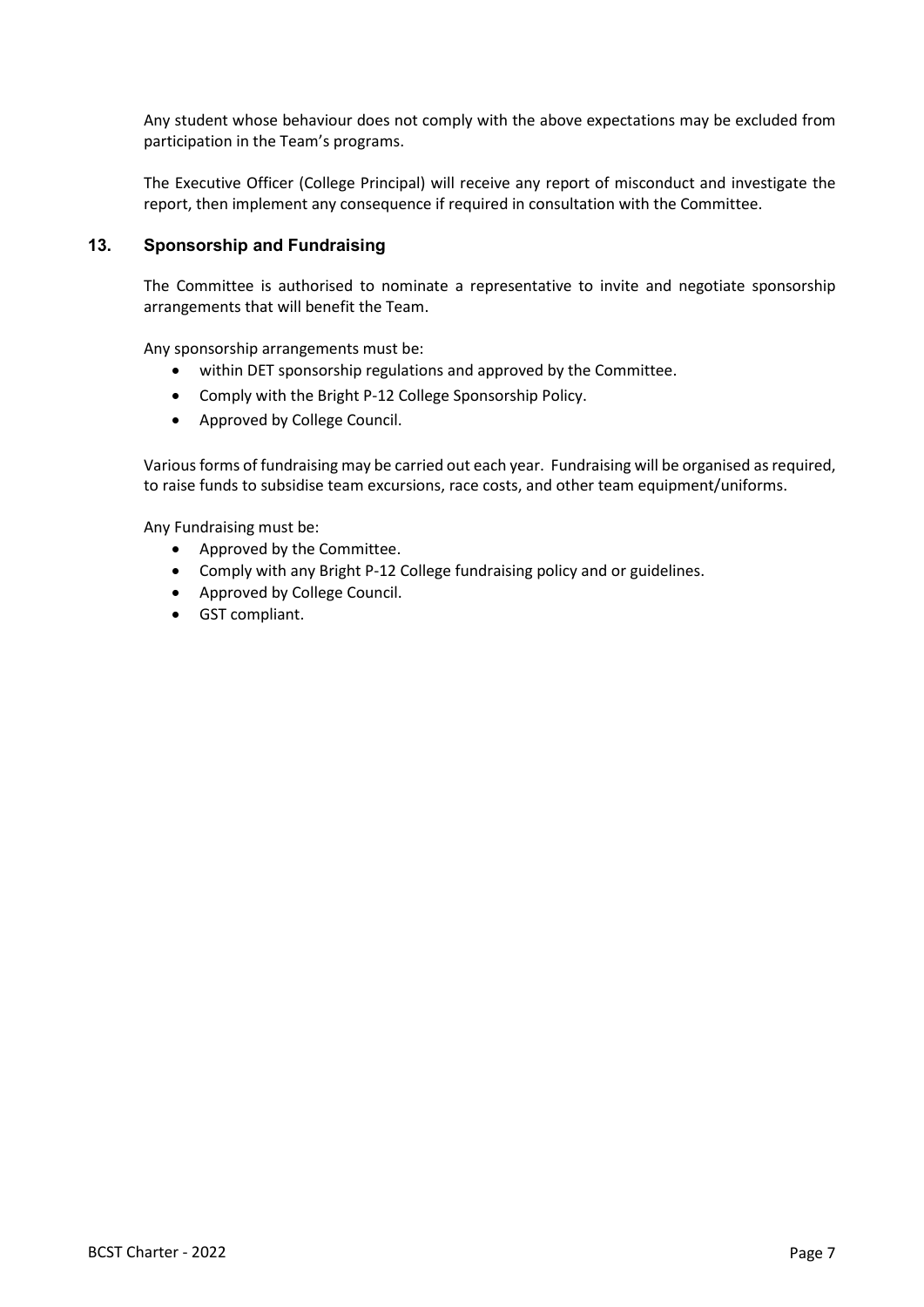Any student whose behaviour does not comply with the above expectations may be excluded from participation in the Team's programs.

The Executive Officer (College Principal) will receive any report of misconduct and investigate the report, then implement any consequence if required in consultation with the Committee.

## 13. Sponsorship and Fundraising

The Committee is authorised to nominate a representative to invite and negotiate sponsorship arrangements that will benefit the Team.

Any sponsorship arrangements must be:

- within DET sponsorship regulations and approved by the Committee.
- Comply with the Bright P-12 College Sponsorship Policy.
- Approved by College Council.

Various forms of fundraising may be carried out each year. Fundraising will be organised as required, to raise funds to subsidise team excursions, race costs, and other team equipment/uniforms.

Any Fundraising must be:

- Approved by the Committee.
- Comply with any Bright P-12 College fundraising policy and or guidelines.
- Approved by College Council.
- GST compliant.